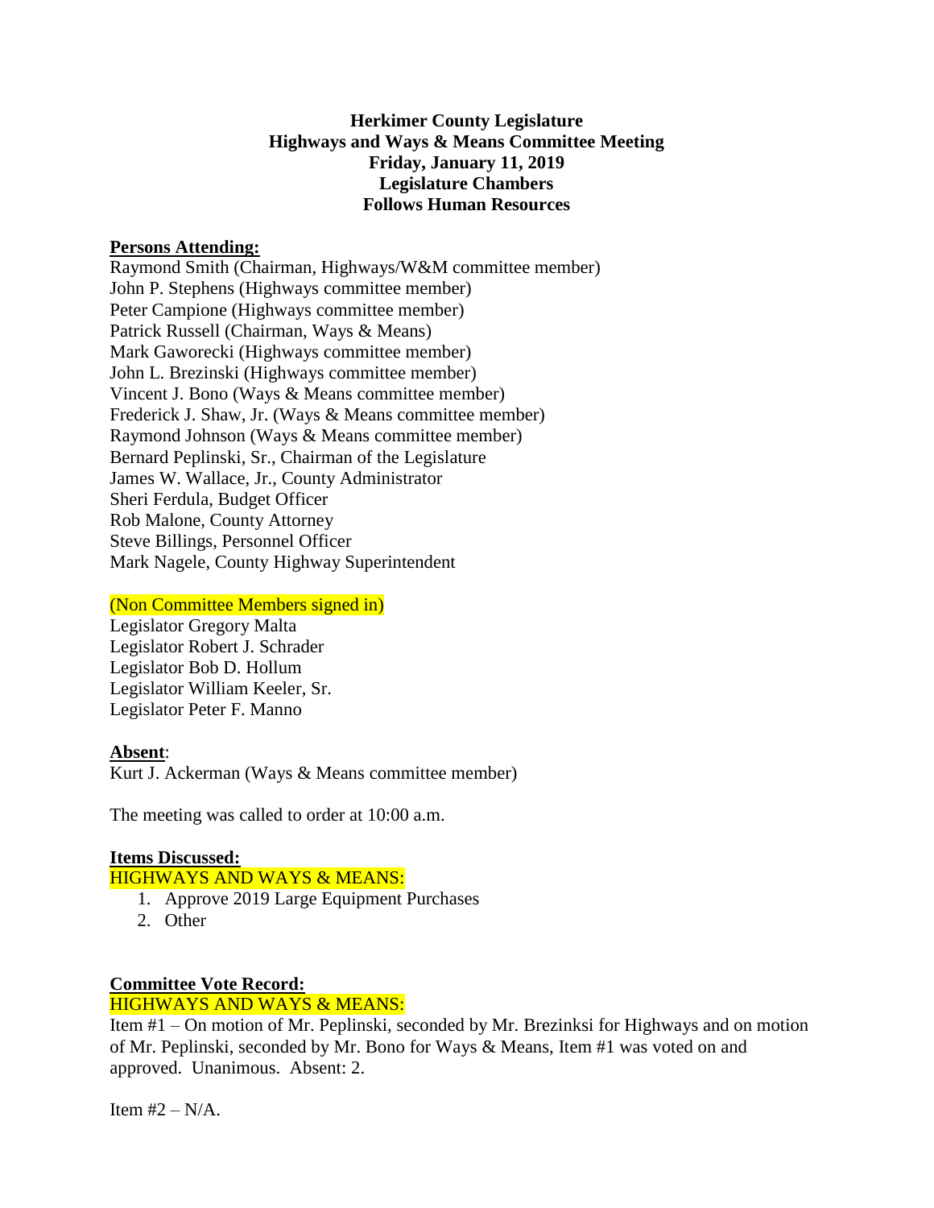**Herkimer County Legislature**
**Highways and Ways & Means Committee Meeting**
**Friday, January 11, 2019**
**Legislature Chambers**
**Follows Human Resources**

**Persons Attending:**

Raymond Smith (Chairman, Highways/W&M committee member)
John P. Stephens (Highways committee member)
Peter Campione (Highways committee member)
Patrick Russell (Chairman, Ways & Means)
Mark Gaworecki (Highways committee member)
John L. Brezinski (Highways committee member)
Vincent J. Bono (Ways & Means committee member)
Frederick J. Shaw, Jr. (Ways & Means committee member)
Raymond Johnson (Ways & Means committee member)
Bernard Peplinski, Sr., Chairman of the Legislature
James W. Wallace, Jr., County Administrator
Sheri Ferdula, Budget Officer
Rob Malone, County Attorney
Steve Billings, Personnel Officer
Mark Nagele, County Highway Superintendent

(Non Committee Members signed in)

Legislator Gregory Malta
Legislator Robert J. Schrader
Legislator Bob D. Hollum
Legislator William Keeler, Sr.
Legislator Peter F. Manno

**Absent**:

Kurt J. Ackerman (Ways & Means committee member)

The meeting was called to order at 10:00 a.m.

**Items Discussed:**

HIGHWAYS AND WAYS & MEANS:

1. Approve 2019 Large Equipment Purchases
2. Other

**Committee Vote Record:**

HIGHWAYS AND WAYS & MEANS:

Item #1 – On motion of Mr. Peplinski, seconded by Mr. Brezinksi for Highways and on motion of Mr. Peplinski, seconded by Mr. Bono for Ways & Means, Item #1 was voted on and approved. Unanimous. Absent: 2.

Item #2 – N/A.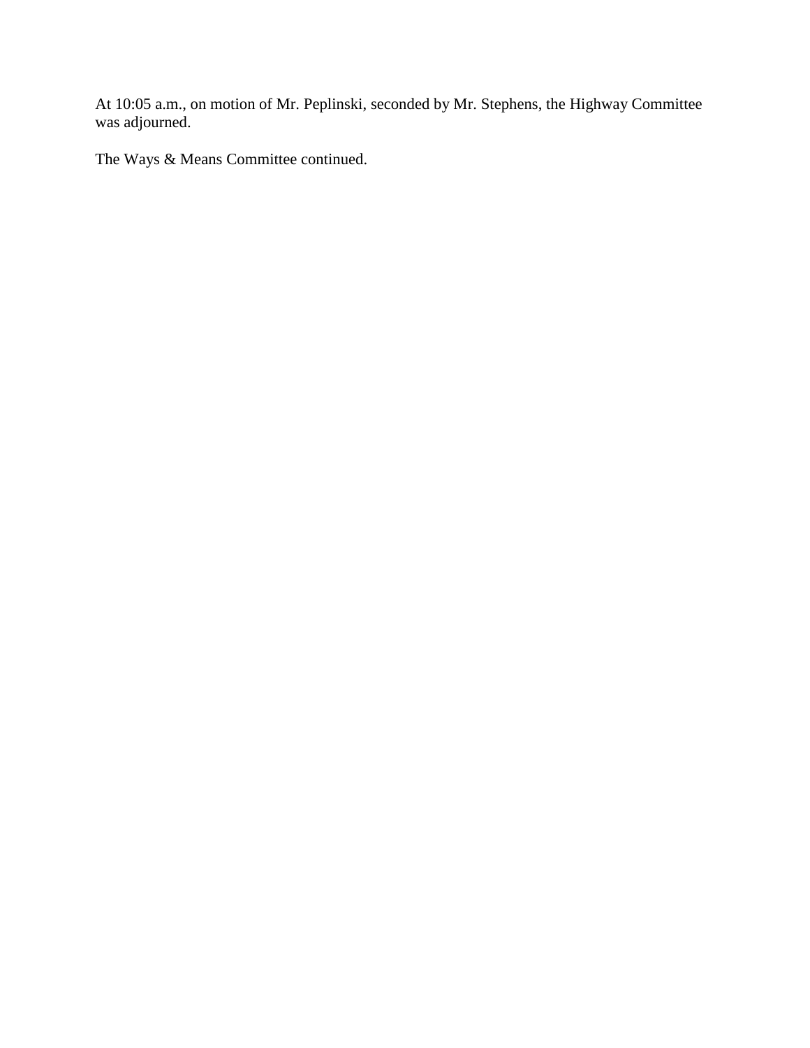At 10:05 a.m., on motion of Mr. Peplinski, seconded by Mr. Stephens, the Highway Committee was adjourned.

The Ways & Means Committee continued.